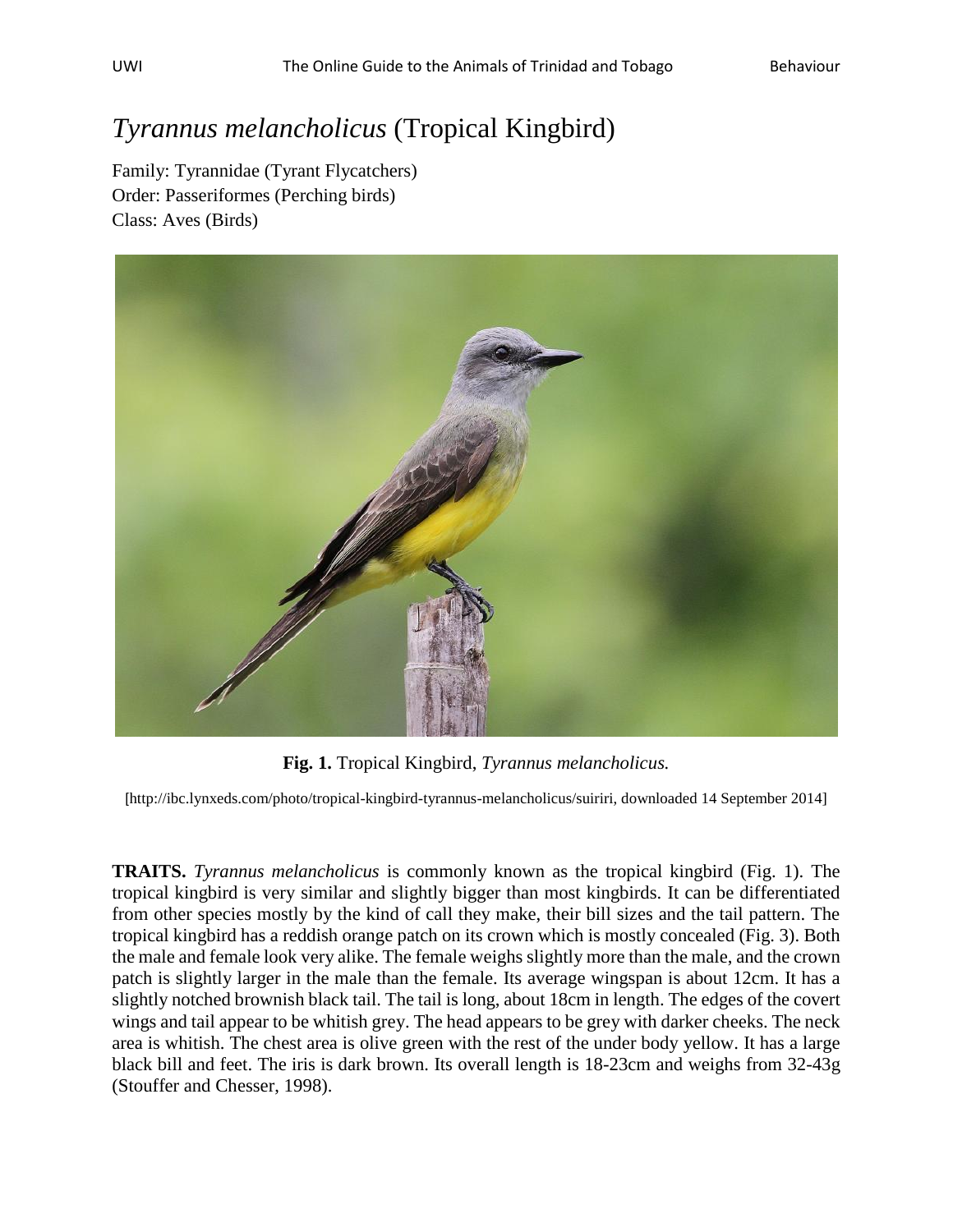# *Tyrannus melancholicus* (Tropical Kingbird)

Family: Tyrannidae (Tyrant Flycatchers)
Order: Passeriformes (Perching birds)
Class: Aves (Birds)

**Fig. 1.** Tropical Kingbird, *Tyrannus melancholicus.*

[http://ibc.lynxeds.com/photo/tropical-kingbird-tyrannus-melancholicus/suiriri, downloaded 14 September 2014]

**TRAITS.** *Tyrannus melancholicus* is commonly known as the tropical kingbird (Fig. 1). The tropical kingbird is very similar and slightly bigger than most kingbirds. It can be differentiated from other species mostly by the kind of call they make, their bill sizes and the tail pattern. The tropical kingbird has a reddish orange patch on its crown which is mostly concealed (Fig. 3). Both the male and female look very alike. The female weighs slightly more than the male, and the crown patch is slightly larger in the male than the female. Its average wingspan is about 12cm. It has a slightly notched brownish black tail. The tail is long, about 18cm in length. The edges of the covert wings and tail appear to be whitish grey. The head appears to be grey with darker cheeks. The neck area is whitish. The chest area is olive green with the rest of the under body yellow. It has a large black bill and feet. The iris is dark brown. Its overall length is 18-23cm and weighs from 32-43g (Stouffer and Chesser, 1998).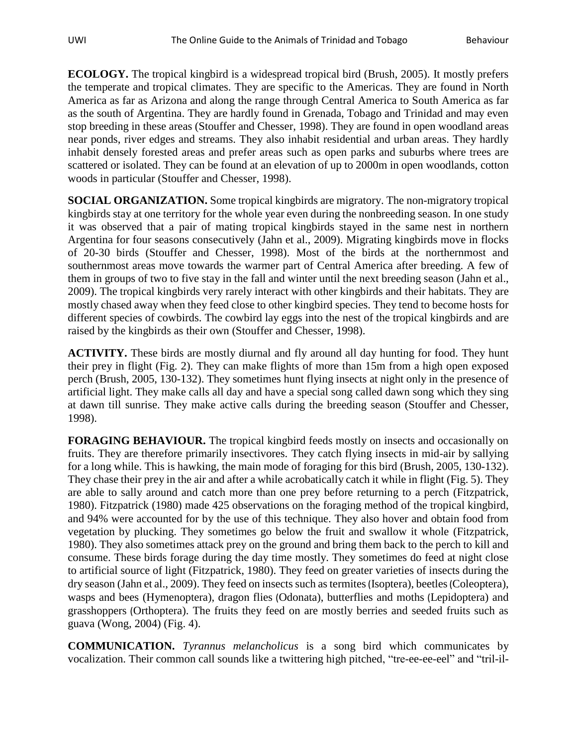**ECOLOGY.** The tropical kingbird is a widespread tropical bird (Brush, 2005). It mostly prefers the temperate and tropical climates. They are specific to the Americas. They are found in North America as far as Arizona and along the range through Central America to South America as far as the south of Argentina. They are hardly found in Grenada, Tobago and Trinidad and may even stop breeding in these areas (Stouffer and Chesser, 1998). They are found in open woodland areas near ponds, river edges and streams. They also inhabit residential and urban areas. They hardly inhabit densely forested areas and prefer areas such as open parks and suburbs where trees are scattered or isolated. They can be found at an elevation of up to 2000m in open woodlands, cotton woods in particular (Stouffer and Chesser, 1998).

**SOCIAL ORGANIZATION.** Some tropical kingbirds are migratory. The non-migratory tropical kingbirds stay at one territory for the whole year even during the nonbreeding season. In one study it was observed that a pair of mating tropical kingbirds stayed in the same nest in northern Argentina for four seasons consecutively (Jahn et al., 2009). Migrating kingbirds move in flocks of 20-30 birds (Stouffer and Chesser, 1998). Most of the birds at the northernmost and southernmost areas move towards the warmer part of Central America after breeding. A few of them in groups of two to five stay in the fall and winter until the next breeding season (Jahn et al., 2009). The tropical kingbirds very rarely interact with other kingbirds and their habitats. They are mostly chased away when they feed close to other kingbird species. They tend to become hosts for different species of cowbirds. The cowbird lay eggs into the nest of the tropical kingbirds and are raised by the kingbirds as their own (Stouffer and Chesser, 1998).

**ACTIVITY.** These birds are mostly diurnal and fly around all day hunting for food. They hunt their prey in flight (Fig. 2). They can make flights of more than 15m from a high open exposed perch (Brush, 2005, 130-132). They sometimes hunt flying insects at night only in the presence of artificial light. They make calls all day and have a special song called dawn song which they sing at dawn till sunrise. They make active calls during the breeding season (Stouffer and Chesser, 1998).

**FORAGING BEHAVIOUR.** The tropical kingbird feeds mostly on insects and occasionally on fruits. They are therefore primarily insectivores. They catch flying insects in mid-air by sallying for a long while. This is hawking, the main mode of foraging for this bird (Brush, 2005, 130-132). They chase their prey in the air and after a while acrobatically catch it while in flight (Fig. 5). They are able to sally around and catch more than one prey before returning to a perch (Fitzpatrick, 1980). Fitzpatrick (1980) made 425 observations on the foraging method of the tropical kingbird, and 94% were accounted for by the use of this technique. They also hover and obtain food from vegetation by plucking. They sometimes go below the fruit and swallow it whole (Fitzpatrick, 1980). They also sometimes attack prey on the ground and bring them back to the perch to kill and consume. These birds forage during the day time mostly. They sometimes do feed at night close to artificial source of light (Fitzpatrick, 1980). They feed on greater varieties of insects during the dry season (Jahn et al., 2009). They feed on insects such as termites (Isoptera), beetles (Coleoptera), wasps and bees (Hymenoptera), dragon flies (Odonata), butterflies and moths (Lepidoptera) and grasshoppers (Orthoptera). The fruits they feed on are mostly berries and seeded fruits such as guava (Wong, 2004) (Fig. 4).

**COMMUNICATION.** *Tyrannus melancholicus* is a song bird which communicates by vocalization. Their common call sounds like a twittering high pitched, "tre-ee-ee-eel" and "tril-il-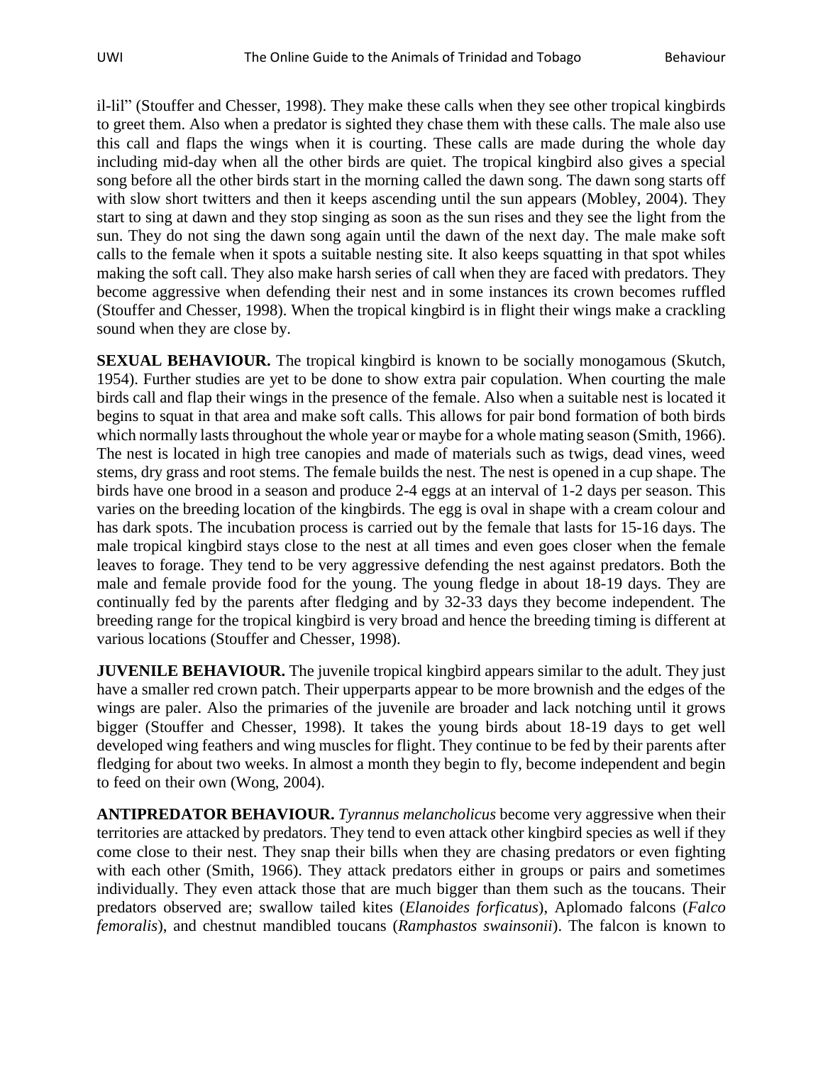il-lil" (Stouffer and Chesser, 1998). They make these calls when they see other tropical kingbirds to greet them. Also when a predator is sighted they chase them with these calls. The male also use this call and flaps the wings when it is courting. These calls are made during the whole day including mid-day when all the other birds are quiet. The tropical kingbird also gives a special song before all the other birds start in the morning called the dawn song. The dawn song starts off with slow short twitters and then it keeps ascending until the sun appears (Mobley, 2004). They start to sing at dawn and they stop singing as soon as the sun rises and they see the light from the sun. They do not sing the dawn song again until the dawn of the next day. The male make soft calls to the female when it spots a suitable nesting site. It also keeps squatting in that spot whiles making the soft call. They also make harsh series of call when they are faced with predators. They become aggressive when defending their nest and in some instances its crown becomes ruffled (Stouffer and Chesser, 1998). When the tropical kingbird is in flight their wings make a crackling sound when they are close by.

**SEXUAL BEHAVIOUR.** The tropical kingbird is known to be socially monogamous (Skutch, 1954). Further studies are yet to be done to show extra pair copulation. When courting the male birds call and flap their wings in the presence of the female. Also when a suitable nest is located it begins to squat in that area and make soft calls. This allows for pair bond formation of both birds which normally lasts throughout the whole year or maybe for a whole mating season (Smith, 1966). The nest is located in high tree canopies and made of materials such as twigs, dead vines, weed stems, dry grass and root stems. The female builds the nest. The nest is opened in a cup shape. The birds have one brood in a season and produce 2-4 eggs at an interval of 1-2 days per season. This varies on the breeding location of the kingbirds. The egg is oval in shape with a cream colour and has dark spots. The incubation process is carried out by the female that lasts for 15-16 days. The male tropical kingbird stays close to the nest at all times and even goes closer when the female leaves to forage. They tend to be very aggressive defending the nest against predators. Both the male and female provide food for the young. The young fledge in about 18-19 days. They are continually fed by the parents after fledging and by 32-33 days they become independent. The breeding range for the tropical kingbird is very broad and hence the breeding timing is different at various locations (Stouffer and Chesser, 1998).

**JUVENILE BEHAVIOUR.** The juvenile tropical kingbird appears similar to the adult. They just have a smaller red crown patch. Their upperparts appear to be more brownish and the edges of the wings are paler. Also the primaries of the juvenile are broader and lack notching until it grows bigger (Stouffer and Chesser, 1998). It takes the young birds about 18-19 days to get well developed wing feathers and wing muscles for flight. They continue to be fed by their parents after fledging for about two weeks. In almost a month they begin to fly, become independent and begin to feed on their own (Wong, 2004).

**ANTIPREDATOR BEHAVIOUR.** *Tyrannus melancholicus* become very aggressive when their territories are attacked by predators. They tend to even attack other kingbird species as well if they come close to their nest. They snap their bills when they are chasing predators or even fighting with each other (Smith, 1966). They attack predators either in groups or pairs and sometimes individually. They even attack those that are much bigger than them such as the toucans. Their predators observed are; swallow tailed kites (*Elanoides forficatus*), Aplomado falcons (*Falco femoralis*), and chestnut mandibled toucans (*Ramphastos swainsonii*). The falcon is known to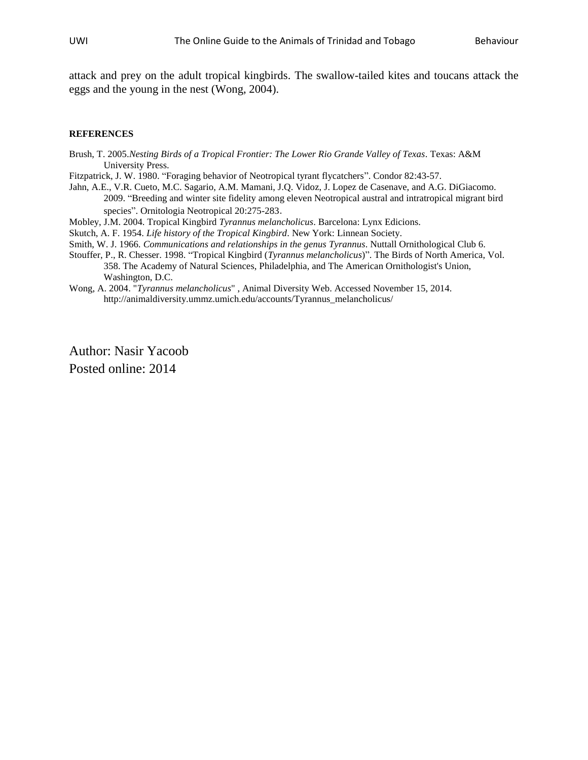attack and prey on the adult tropical kingbirds. The swallow-tailed kites and toucans attack the eggs and the young in the nest (Wong, 2004).

**REFERENCES**

Brush, T. 2005.*Nesting Birds of a Tropical Frontier: The Lower Rio Grande Valley of Texas*. Texas: A&M University Press.

Fitzpatrick, J. W. 1980. "Foraging behavior of Neotropical tyrant flycatchers". Condor 82:43-57.

Jahn, A.E., V.R. Cueto, M.C. Sagario, A.M. Mamani, J.Q. Vidoz, J. Lopez de Casenave, and A.G. DiGiacomo. 2009. "Breeding and winter site fidelity among eleven Neotropical austral and intratropical migrant bird species". Ornitologia Neotropical 20:275-283.

Mobley, J.M. 2004. Tropical Kingbird *Tyrannus melancholicus*. Barcelona: Lynx Edicions.

Skutch, A. F. 1954. *Life history of the Tropical Kingbird*. New York: Linnean Society.

Smith, W. J. 1966. *Communications and relationships in the genus Tyrannus*. Nuttall Ornithological Club 6.

Stouffer, P., R. Chesser. 1998. "Tropical Kingbird (*Tyrannus melancholicus*)". The Birds of North America, Vol. 358. The Academy of Natural Sciences, Philadelphia, and The American Ornithologist's Union, Washington, D.C.

Wong, A. 2004. "*Tyrannus melancholicus*" , Animal Diversity Web. Accessed November 15, 2014. http://animaldiversity.ummz.umich.edu/accounts/Tyrannus_melancholicus/

Author: Nasir Yacoob
Posted online: 2014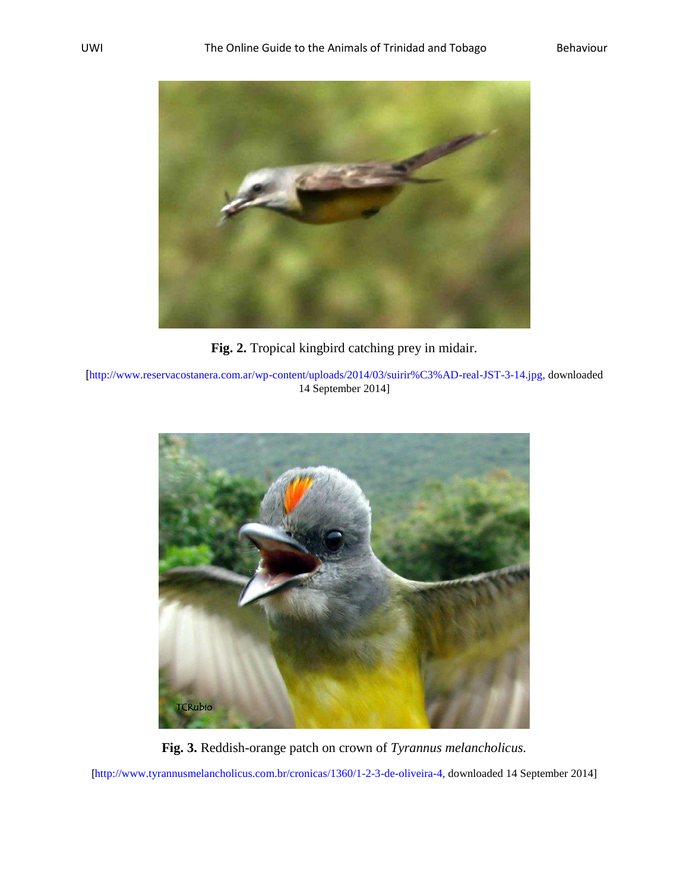**Fig. 2.** Tropical kingbird catching prey in midair.

[http://www.reservacostanera.com.ar/wp-content/uploads/2014/03/suirir%C3%AD-real-JST-3-14.jpg, downloaded 14 September 2014]

**Fig. 3.** Reddish-orange patch on crown of *Tyrannus melancholicus.*

[http://www.tyrannusmelancholicus.com.br/cronicas/1360/1-2-3-de-oliveira-4, downloaded 14 September 2014]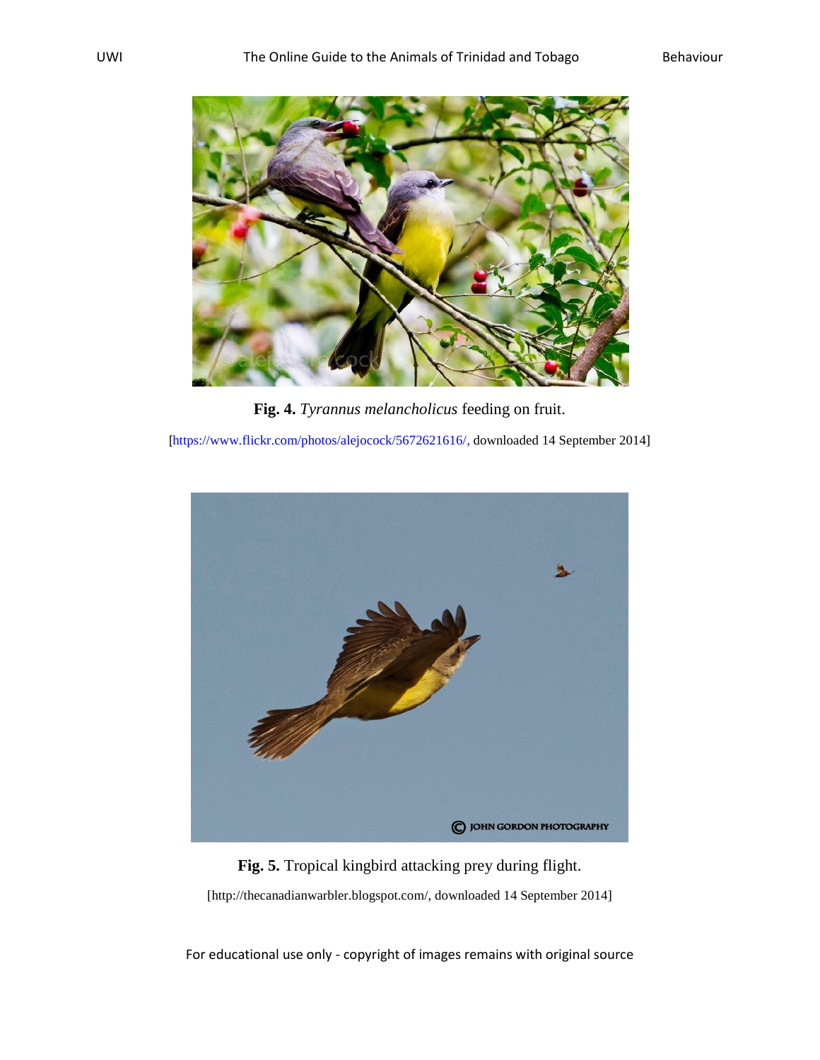**Fig. 4.** *Tyrannus melancholicus* feeding on fruit.

[https://www.flickr.com/photos/alejocock/5672621616/, downloaded 14 September 2014]

**Fig. 5.** Tropical kingbird attacking prey during flight.

[http://thecanadianwarbler.blogspot.com/, downloaded 14 September 2014]

For educational use only - copyright of images remains with original source